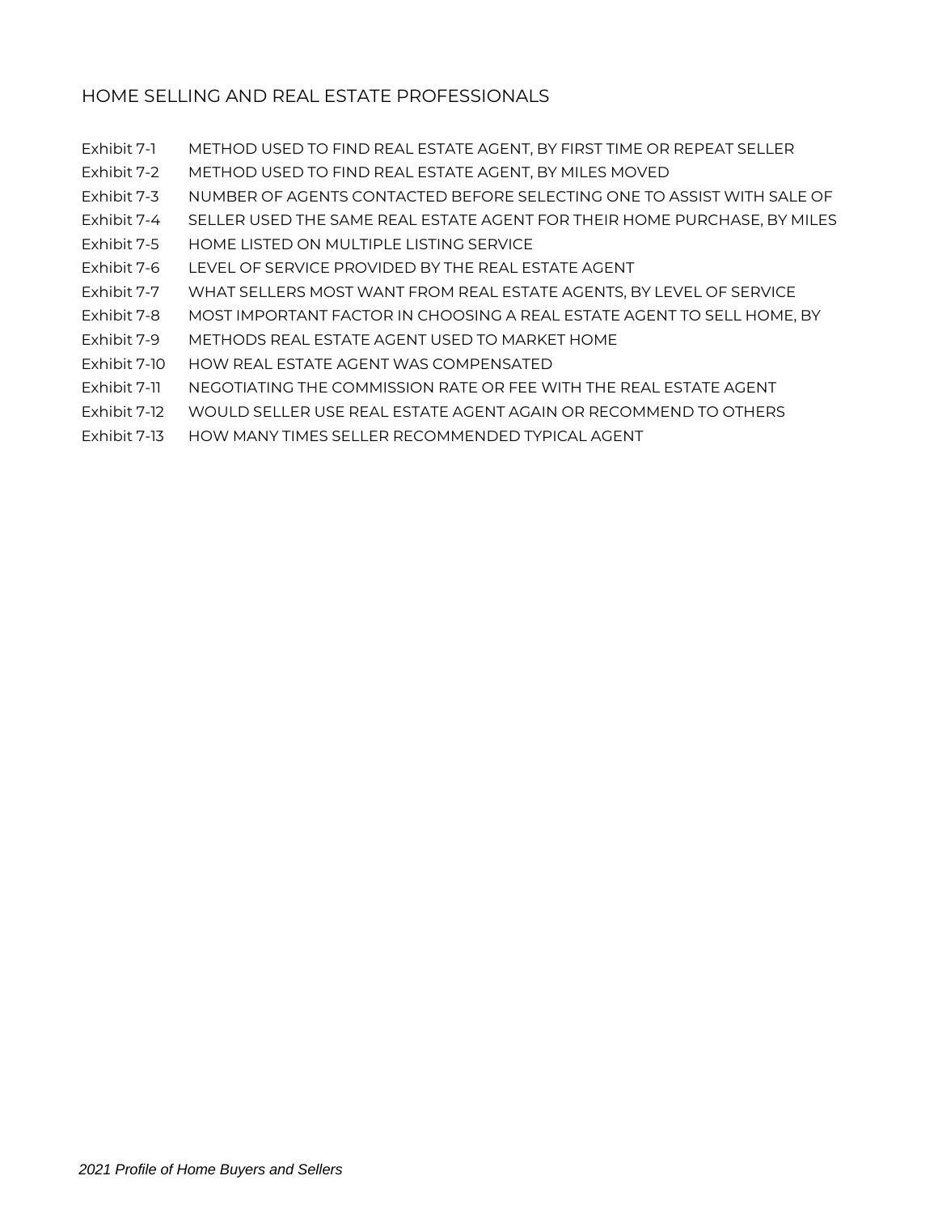# HOME SELLING AND REAL ESTATE PROFESSIONALS

| | |
|---|---|
| Exhibit 7-1 | METHOD USED TO FIND REAL ESTATE AGENT, BY FIRST TIME OR REPEAT SELLER |
| Exhibit 7-2 | METHOD USED TO FIND REAL ESTATE AGENT, BY MILES MOVED |
| Exhibit 7-3 | NUMBER OF AGENTS CONTACTED BEFORE SELECTING ONE TO ASSIST WITH SALE OF |
| Exhibit 7-4 | SELLER USED THE SAME REAL ESTATE AGENT FOR THEIR HOME PURCHASE, BY MILES |
| Exhibit 7-5 | HOME LISTED ON MULTIPLE LISTING SERVICE |
| Exhibit 7-6 | LEVEL OF SERVICE PROVIDED BY THE REAL ESTATE AGENT |
| Exhibit 7-7 | WHAT SELLERS MOST WANT FROM REAL ESTATE AGENTS, BY LEVEL OF SERVICE |
| Exhibit 7-8 | MOST IMPORTANT FACTOR IN CHOOSING A REAL ESTATE AGENT TO SELL HOME, BY |
| Exhibit 7-9 | METHODS REAL ESTATE AGENT USED TO MARKET HOME |
| Exhibit 7-10 | HOW REAL ESTATE AGENT WAS COMPENSATED |
| Exhibit 7-11 | NEGOTIATING THE COMMISSION RATE OR FEE WITH THE REAL ESTATE AGENT |
| Exhibit 7-12 | WOULD SELLER USE REAL ESTATE AGENT AGAIN OR RECOMMEND TO OTHERS |
| Exhibit 7-13 | HOW MANY TIMES SELLER RECOMMENDED TYPICAL AGENT |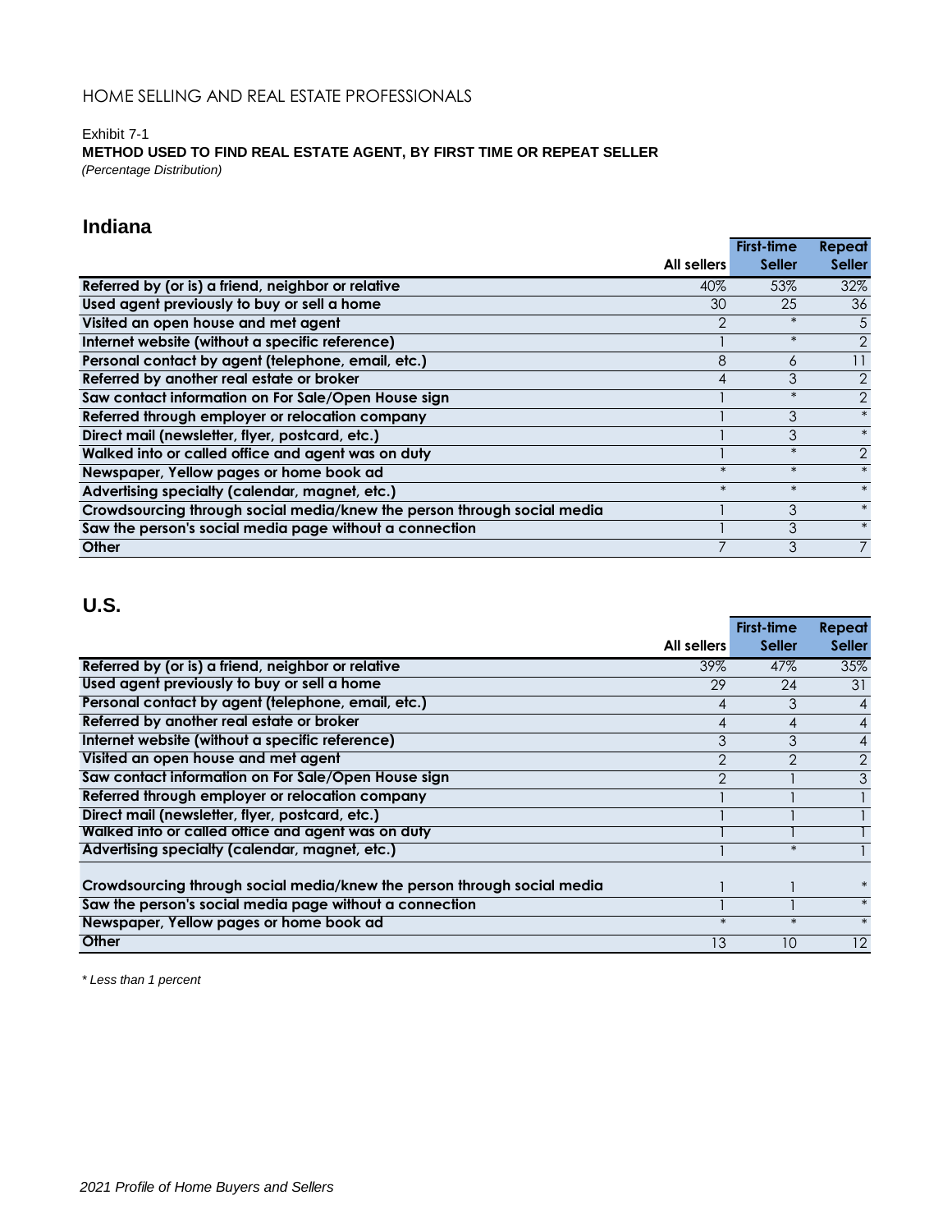HOME SELLING AND REAL ESTATE PROFESSIONALS

Exhibit 7-1

**METHOD USED TO FIND REAL ESTATE AGENT, BY FIRST TIME OR REPEAT SELLER**

*(Percentage Distribution)*

## Indiana

| | All sellers | First-time Seller | Repeat Seller |
|---|---|---|---|
| Referred by (or is) a friend, neighbor or relative | 40% | 53% | 32% |
| Used agent previously to buy or sell a home | 30 | 25 | 36 |
| Visited an open house and met agent | 2 | * | 5 |
| Internet website (without a specific reference) | 1 | * | 2 |
| Personal contact by agent (telephone, email, etc.) | 8 | 6 | 11 |
| Referred by another real estate or broker | 4 | 3 | 2 |
| Saw contact information on For Sale/Open House sign | 1 | * | 2 |
| Referred through employer or relocation company | 1 | 3 | * |
| Direct mail (newsletter, flyer, postcard, etc.) | 1 | 3 | * |
| Walked into or called office and agent was on duty | 1 | * | 2 |
| Newspaper, Yellow pages or home book ad | * | * | * |
| Advertising specialty (calendar, magnet, etc.) | * | * | * |
| Crowdsourcing through social media/knew the person through social media | 1 | 3 | * |
| Saw the person's social media page without a connection | 1 | 3 | * |
| Other | 7 | 3 | 7 |

## U.S.

| | All sellers | First-time Seller | Repeat Seller |
|---|---|---|---|
| Referred by (or is) a friend, neighbor or relative | 39% | 47% | 35% |
| Used agent previously to buy or sell a home | 29 | 24 | 31 |
| Personal contact by agent (telephone, email, etc.) | 4 | 3 | 4 |
| Referred by another real estate or broker | 4 | 4 | 4 |
| Internet website (without a specific reference) | 3 | 3 | 4 |
| Visited an open house and met agent | 2 | 2 | 2 |
| Saw contact information on For Sale/Open House sign | 2 | 1 | 3 |
| Referred through employer or relocation company | 1 | 1 | 1 |
| Direct mail (newsletter, flyer, postcard, etc.) | 1 | 1 | 1 |
| Walked into or called office and agent was on duty | 1 | 1 | 1 |
| Advertising specialty (calendar, magnet, etc.) | 1 | * | 1 |
| Crowdsourcing through social media/knew the person through social media | 1 | 1 | * |
| Saw the person's social media page without a connection | 1 | 1 | * |
| Newspaper, Yellow pages or home book ad | * | * | * |
| Other | 13 | 10 | 12 |

*\* Less than 1 percent*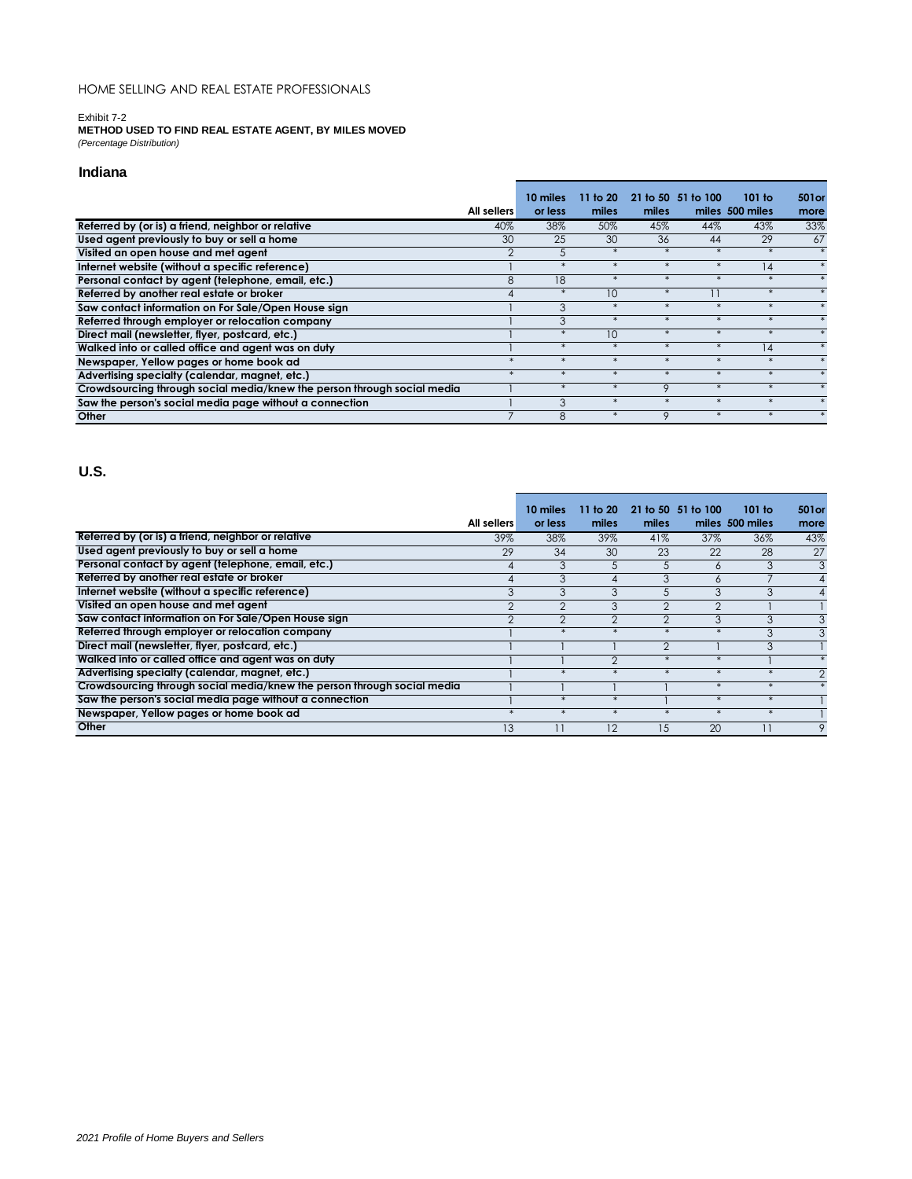HOME SELLING AND REAL ESTATE PROFESSIONALS

Exhibit 7-2
**METHOD USED TO FIND REAL ESTATE AGENT, BY MILES MOVED**
*(Percentage Distribution)*

## Indiana

| | All sellers | 10 miles or less | 11 to 20 miles | 21 to 50 miles | 51 to 100 miles | 101 to 500 miles | 501or more |
|---|---|---|---|---|---|---|---|
| Referred by (or is) a friend, neighbor or relative | 40% | 38% | 50% | 45% | 44% | 43% | 33% |
| Used agent previously to buy or sell a home | 30 | 25 | 30 | 36 | 44 | 29 | 67 |
| Visited an open house and met agent | 2 | 5 | * | * | * | * | * |
| Internet website (without a specific reference) | 1 | * | * | * | * | 14 | * |
| Personal contact by agent (telephone, email, etc.) | 8 | 18 | * | * | * | * | * |
| Referred by another real estate or broker | 4 | * | 10 | * | 11 | * | * |
| Saw contact information on For Sale/Open House sign | 1 | 3 | * | * | * | * | * |
| Referred through employer or relocation company | 1 | 3 | * | * | * | * | * |
| Direct mail (newsletter, flyer, postcard, etc.) | 1 | * | 10 | * | * | * | * |
| Walked into or called office and agent was on duty | 1 | * | * | * | * | 14 | * |
| Newspaper, Yellow pages or home book ad | * | * | * | * | * | * | * |
| Advertising specialty (calendar, magnet, etc.) | * | * | * | * | * | * | * |
| Crowdsourcing through social media/knew the person through social media | 1 | * | * | 9 | * | * | * |
| Saw the person's social media page without a connection | 1 | 3 | * | * | * | * | * |
| Other | 7 | 8 | * | 9 | * | * | * |

## U.S.

| | All sellers | 10 miles or less | 11 to 20 miles | 21 to 50 miles | 51 to 100 miles | 101 to 500 miles | 501or more |
|---|---|---|---|---|---|---|---|
| Referred by (or is) a friend, neighbor or relative | 39% | 38% | 39% | 41% | 37% | 36% | 43% |
| Used agent previously to buy or sell a home | 29 | 34 | 30 | 23 | 22 | 28 | 27 |
| Personal contact by agent (telephone, email, etc.) | 4 | 3 | 5 | 5 | 6 | 3 | 3 |
| Referred by another real estate or broker | 4 | 3 | 4 | 3 | 6 | 7 | 4 |
| Internet website (without a specific reference) | 3 | 3 | 3 | 5 | 3 | 3 | 4 |
| Visited an open house and met agent | 2 | 2 | 3 | 2 | 2 | 1 | 1 |
| Saw contact information on For Sale/Open House sign | 2 | 2 | 2 | 2 | 3 | 3 | 3 |
| Referred through employer or relocation company | 1 | * | * | * | * | 3 | 3 |
| Direct mail (newsletter, flyer, postcard, etc.) | 1 | 1 | 1 | 2 | 1 | 3 | 1 |
| Walked into or called office and agent was on duty | 1 | 1 | 2 | * | * | 1 | * |
| Advertising specialty (calendar, magnet, etc.) | 1 | * | * | * | * | * | 2 |
| Crowdsourcing through social media/knew the person through social media | 1 | 1 | 1 | 1 | * | * | * |
| Saw the person's social media page without a connection | 1 | * | * | 1 | * | * | 1 |
| Newspaper, Yellow pages or home book ad | * | * | * | * | * | * | 1 |
| Other | 13 | 11 | 12 | 15 | 20 | 11 | 9 |

*2021 Profile of Home Buyers and Sellers*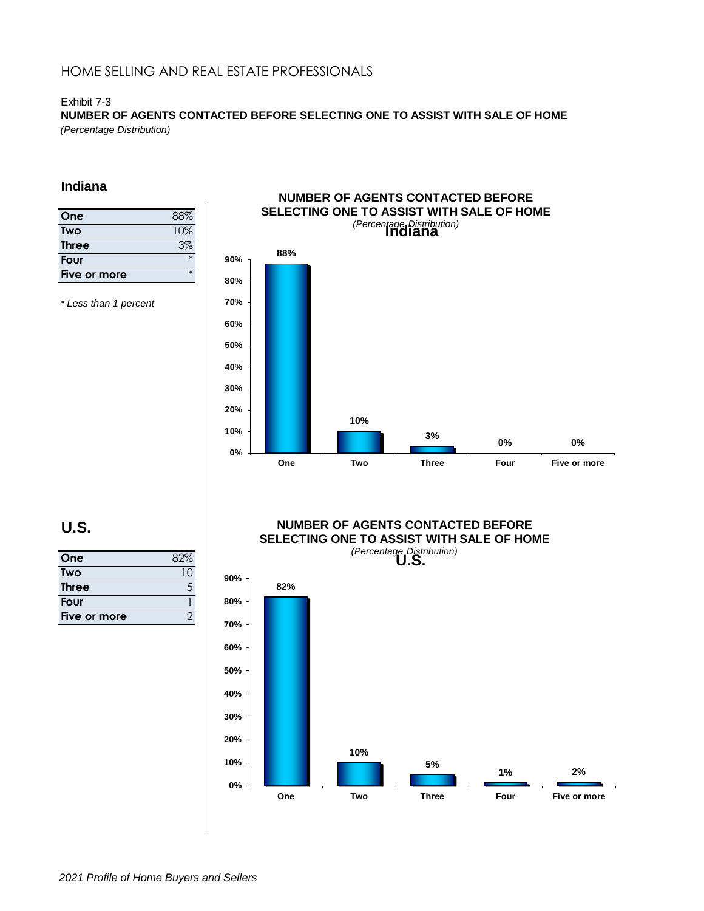HOME SELLING AND REAL ESTATE PROFESSIONALS

Exhibit 7-3

**NUMBER OF AGENTS CONTACTED BEFORE SELECTING ONE TO ASSIST WITH SALE OF HOME**

*(Percentage Distribution)*

## Indiana

| | |
|---|---|
| One | 88% |
| Two | 10% |
| Three | 3% |
| Four | * |
| Five or more | * |

*\* Less than 1 percent*

**NUMBER OF AGENTS CONTACTED BEFORE SELECTING ONE TO ASSIST WITH SALE OF HOME**
*(Percentage Distribution)*
**Indiana**

| | One | Two | Three | Four | Five or more |
|---|---|---|---|---|---|
| Indiana | 88% | 10% | 3% | 0% | 0% |

## U.S.

| | |
|---|---|
| One | 82% |
| Two | 10 |
| Three | 5 |
| Four | 1 |
| Five or more | 2 |

**NUMBER OF AGENTS CONTACTED BEFORE SELECTING ONE TO ASSIST WITH SALE OF HOME**
*(Percentage Distribution)*
**U.S.**

| | One | Two | Three | Four | Five or more |
|---|---|---|---|---|---|
| U.S. | 82% | 10% | 5% | 1% | 2% |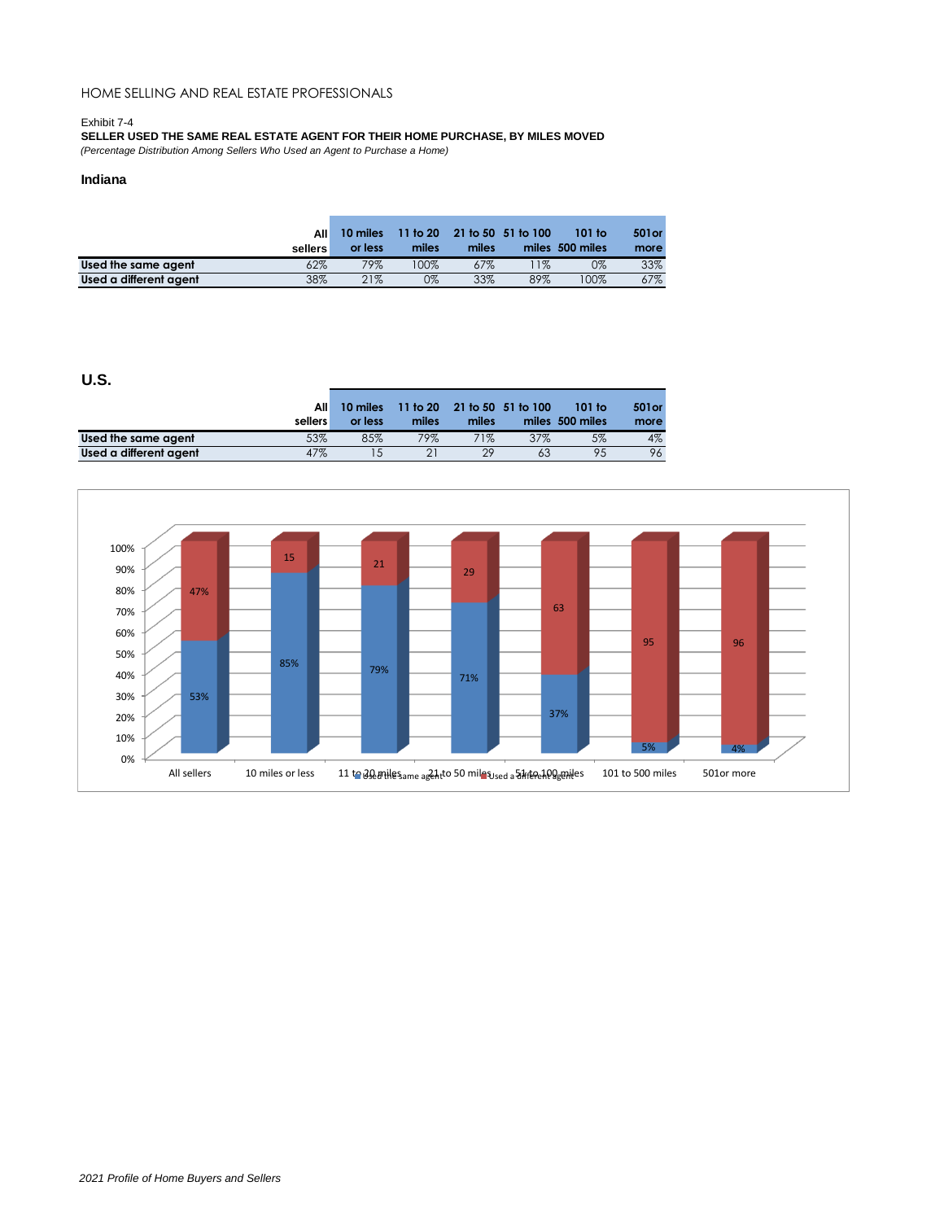HOME SELLING AND REAL ESTATE PROFESSIONALS

Exhibit 7-4

**SELLER USED THE SAME REAL ESTATE AGENT FOR THEIR HOME PURCHASE, BY MILES MOVED**

*(Percentage Distribution Among Sellers Who Used an Agent to Purchase a Home)*

### Indiana

| | All sellers | 10 miles or less | 11 to 20 miles | 21 to 50 miles | 51 to 100 miles | 101 to 500 miles | 501or more |
|---|---|---|---|---|---|---|---|
| **Used the same agent** | 62% | 79% | 100% | 67% | 11% | 0% | 33% |
| **Used a different agent** | 38% | 21% | 0% | 33% | 89% | 100% | 67% |

### U.S.

| | All sellers | 10 miles or less | 11 to 20 miles | 21 to 50 miles | 51 to 100 miles | 101 to 500 miles | 501or more |
|---|---|---|---|---|---|---|---|
| **Used the same agent** | 53% | 85% | 79% | 71% | 37% | 5% | 4% |
| **Used a different agent** | 47% | 15 | 21 | 29 | 63 | 95 | 96 |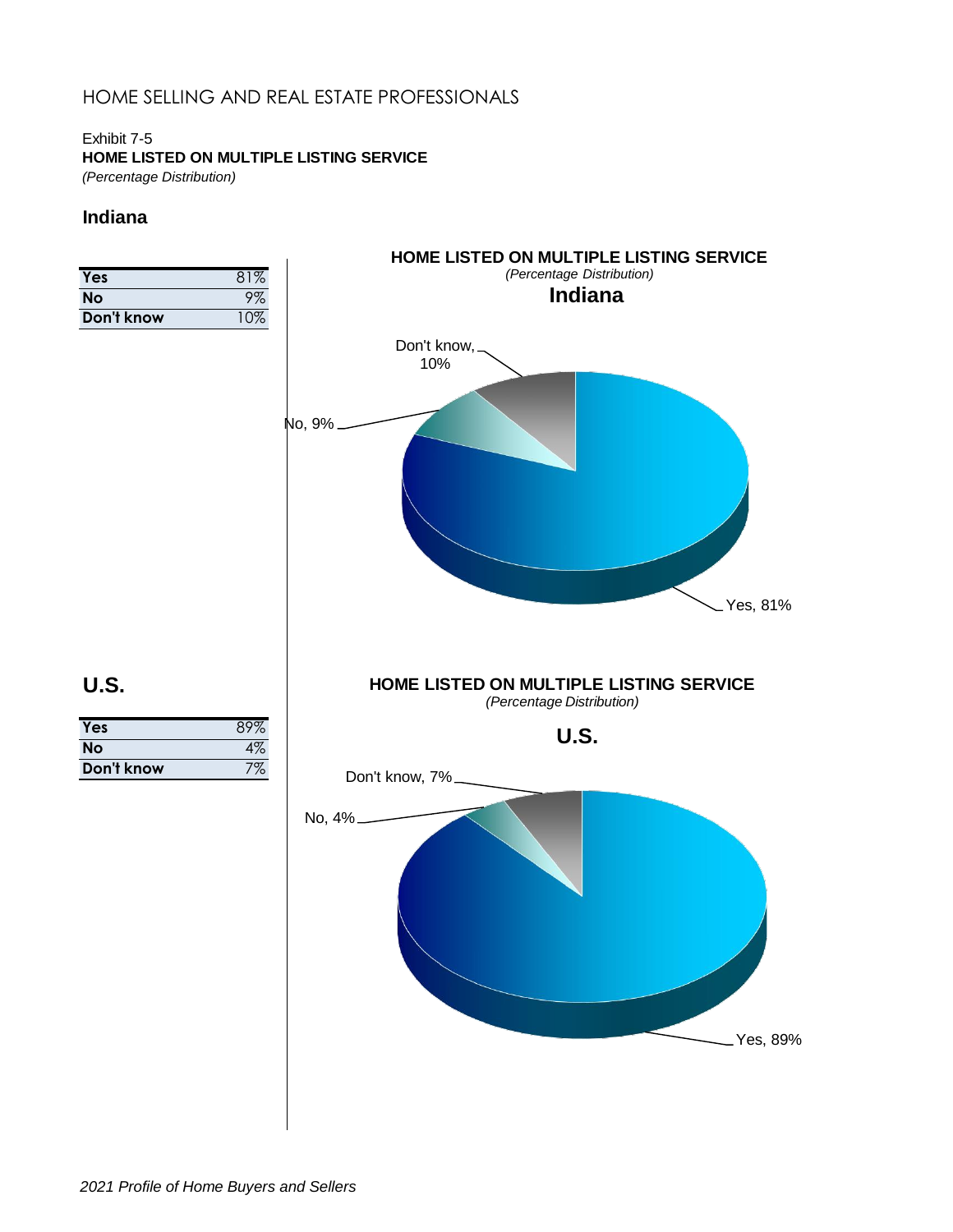HOME SELLING AND REAL ESTATE PROFESSIONALS

Exhibit 7-5

**HOME LISTED ON MULTIPLE LISTING SERVICE**

*(Percentage Distribution)*

### Indiana

| | |
|---|---|
| **Yes** | 81% |
| **No** | 9% |
| **Don't know** | 10% |

**HOME LISTED ON MULTIPLE LISTING SERVICE**
*(Percentage Distribution)*
**Indiana**

Don't know, 10%
No, 9%
Yes, 81%

### U.S.

| | |
|---|---|
| **Yes** | 89% |
| **No** | 4% |
| **Don't know** | 7% |

**HOME LISTED ON MULTIPLE LISTING SERVICE**
*(Percentage Distribution)*
**U.S.**

Don't know, 7%
No, 4%
Yes, 89%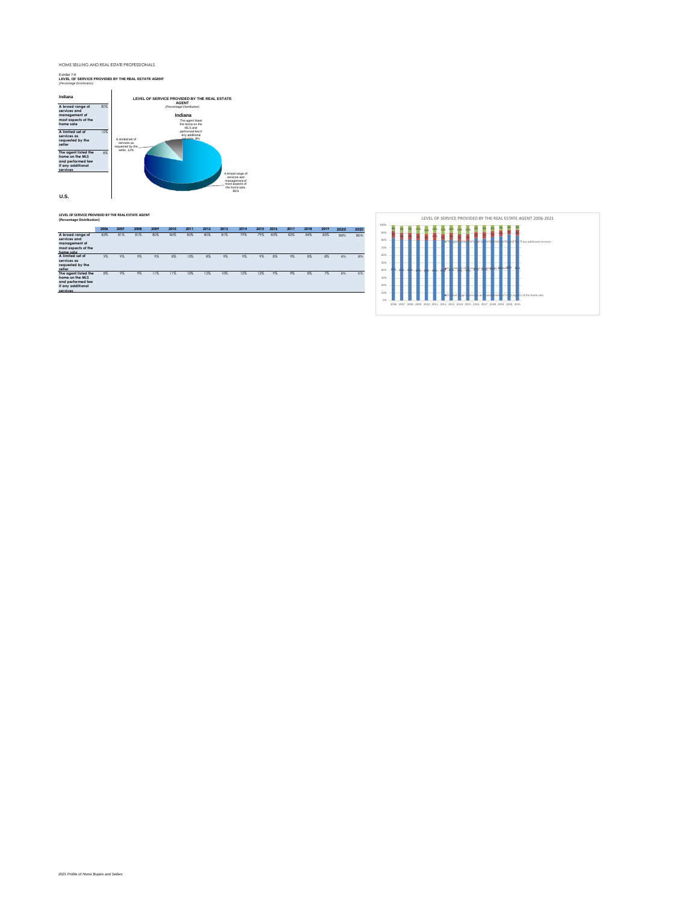HOME SELLING AND REAL ESTATE PROFESSIONALS

Exhibit 7-8
**LEVEL OF SERVICE PROVIDED BY THE REAL ESTATE AGENT**
*(Percentage Distribution)*

**Indiana**

| | |
|---|---|
| **A broad range of services and management of most aspects of the home sale** | 80% |
| **A limited set of services as requested by the seller** | 12% |
| **The agent listed the home on the MLS and performed few if any additional services** | 8% |

**LEVEL OF SERVICE PROVIDED BY THE REAL ESTATE AGENT**
*(Percentage Distribution)*

**Indiana**

The agent listed the home on the MLS and performed few if any additional services, 8%

A limited set of services as requested by the seller, 12%

A broad range of services and management of most aspects of the home sale, 80%

**U.S.**

**LEVEL OF SERVICE PROVIDED BY THE REAL ESTATE AGENT**
**(Percentage Distribution)**

| | 2006 | 2007 | 2008 | 2009 | 2010 | 2011 | 2012 | 2013 | 2014 | 2015 | 2016 | 2017 | 2018 | 2019 | 2020 | 2021 |
|---|---|---|---|---|---|---|---|---|---|---|---|---|---|---|---|---|
| **A broad range of services and management of most aspects of the home sale** | 83% | 81% | 81% | 80% | 80% | 80% | 80% | 81% | 79% | 79% | 83% | 82% | 84% | 83% | 88% | 86% |
| **A limited set of services as requested by the seller** | 9% | 9% | 9% | 9% | 8% | 10% | 8% | 9% | 9% | 9% | 8% | 9% | 8% | 8% | 6% | 8% |
| **The agent listed the home on the MLS and performed few if any additional services** | 8% | 9% | 9% | 11% | 11% | 10% | 12% | 10% | 12% | 12% | 9% | 9% | 8% | 7% | 6% | 6% |

LEVEL OF SERVICE PROVIDED BY THE REAL ESTATE AGENT 2006-2021

*2021 Profile of Home Buyers and Sellers*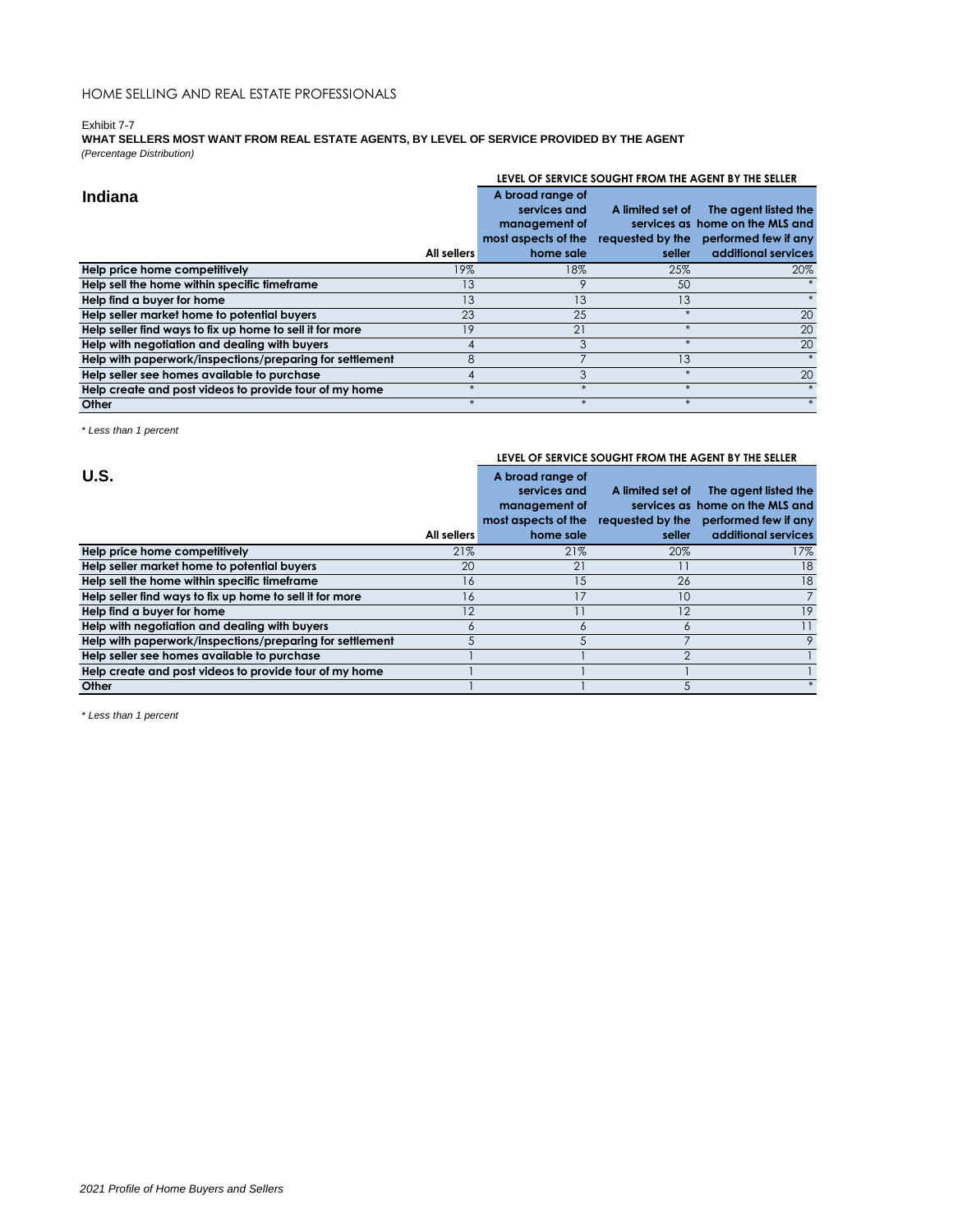HOME SELLING AND REAL ESTATE PROFESSIONALS

Exhibit 7-7

**WHAT SELLERS MOST WANT FROM REAL ESTATE AGENTS, BY LEVEL OF SERVICE PROVIDED BY THE AGENT**

*(Percentage Distribution)*

## Indiana

| | | LEVEL OF SERVICE SOUGHT FROM THE AGENT BY THE SELLER | | |
|---|---|---|---|---|
| | All sellers | A broad range of services and management of most aspects of the home sale | A limited set of services as requested by the seller | The agent listed the home on the MLS and performed few if any additional services |
| **Help price home competitively** | 19% | 18% | 25% | 20% |
| **Help sell the home within specific timeframe** | 13 | 9 | 50 | * |
| **Help find a buyer for home** | 13 | 13 | 13 | * |
| **Help seller market home to potential buyers** | 23 | 25 | * | 20 |
| **Help seller find ways to fix up home to sell it for more** | 19 | 21 | * | 20 |
| **Help with negotiation and dealing with buyers** | 4 | 3 | * | 20 |
| **Help with paperwork/inspections/preparing for settlement** | 8 | 7 | 13 | * |
| **Help seller see homes available to purchase** | 4 | 3 | * | 20 |
| **Help create and post videos to provide tour of my home** | * | * | * | * |
| **Other** | * | * | * | * |

*\* Less than 1 percent*

## U.S.

| | | LEVEL OF SERVICE SOUGHT FROM THE AGENT BY THE SELLER | | |
|---|---|---|---|---|
| | All sellers | A broad range of services and management of most aspects of the home sale | A limited set of services as requested by the seller | The agent listed the home on the MLS and performed few if any additional services |
| **Help price home competitively** | 21% | 21% | 20% | 17% |
| **Help seller market home to potential buyers** | 20 | 21 | 11 | 18 |
| **Help sell the home within specific timeframe** | 16 | 15 | 26 | 18 |
| **Help seller find ways to fix up home to sell it for more** | 16 | 17 | 10 | 7 |
| **Help find a buyer for home** | 12 | 11 | 12 | 19 |
| **Help with negotiation and dealing with buyers** | 6 | 6 | 6 | 11 |
| **Help with paperwork/inspections/preparing for settlement** | 5 | 5 | 7 | 9 |
| **Help seller see homes available to purchase** | 1 | 1 | 2 | 1 |
| **Help create and post videos to provide tour of my home** | 1 | 1 | 1 | 1 |
| **Other** | 1 | 1 | 5 | * |

*\* Less than 1 percent*

*2021 Profile of Home Buyers and Sellers*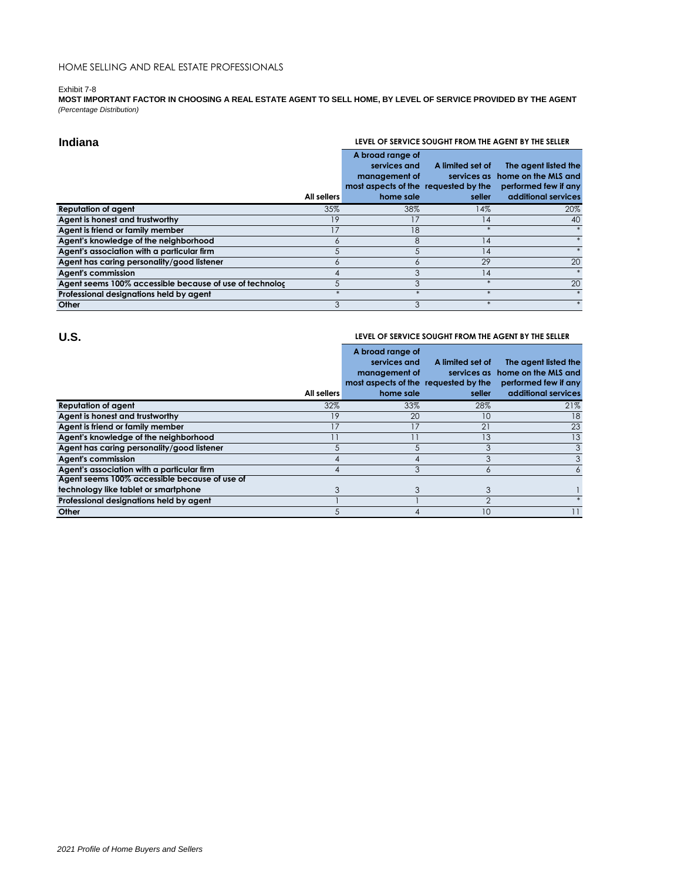HOME SELLING AND REAL ESTATE PROFESSIONALS

Exhibit 7-8

**MOST IMPORTANT FACTOR IN CHOOSING A REAL ESTATE AGENT TO SELL HOME, BY LEVEL OF SERVICE PROVIDED BY THE AGENT**
*(Percentage Distribution)*

## Indiana

| | | LEVEL OF SERVICE SOUGHT FROM THE AGENT BY THE SELLER | | |
|---|---|---|---|---|
| | All sellers | A broad range of services and management of most aspects of the home sale | A limited set of services as requested by the seller | The agent listed the home on the MLS and performed few if any additional services |
| **Reputation of agent** | 35% | 38% | 14% | 20% |
| **Agent is honest and trustworthy** | 19 | 17 | 14 | 40 |
| **Agent is friend or family member** | 17 | 18 | * | * |
| **Agent's knowledge of the neighborhood** | 6 | 8 | 14 | * |
| **Agent's association with a particular firm** | 5 | 5 | 14 | * |
| **Agent has caring personality/good listener** | 6 | 6 | 29 | 20 |
| **Agent's commission** | 4 | 3 | 14 | * |
| **Agent seems 100% accessible because of use of technolog** | 5 | 3 | * | 20 |
| **Professional designations held by agent** | * | * | * | * |
| **Other** | 3 | 3 | * | * |

## U.S.

| | | LEVEL OF SERVICE SOUGHT FROM THE AGENT BY THE SELLER | | |
|---|---|---|---|---|
| | All sellers | A broad range of services and management of most aspects of the home sale | A limited set of services as requested by the seller | The agent listed the home on the MLS and performed few if any additional services |
| **Reputation of agent** | 32% | 33% | 28% | 21% |
| **Agent is honest and trustworthy** | 19 | 20 | 10 | 18 |
| **Agent is friend or family member** | 17 | 17 | 21 | 23 |
| **Agent's knowledge of the neighborhood** | 11 | 11 | 13 | 13 |
| **Agent has caring personality/good listener** | 5 | 5 | 3 | 3 |
| **Agent's commission** | 4 | 4 | 3 | 3 |
| **Agent's association with a particular firm** | 4 | 3 | 6 | 6 |
| **Agent seems 100% accessible because of use of technology like tablet or smartphone** | 3 | 3 | 3 | 1 |
| **Professional designations held by agent** | 1 | 1 | 2 | * |
| **Other** | 5 | 4 | 10 | 11 |

*2021 Profile of Home Buyers and Sellers*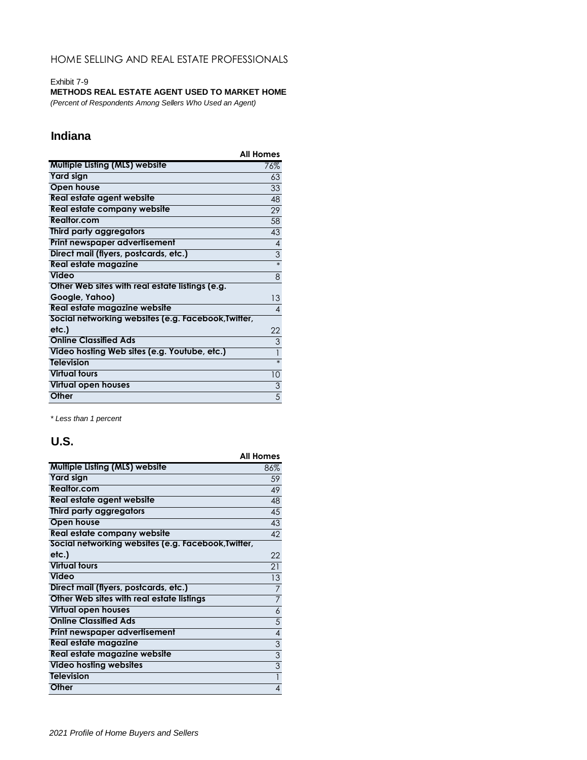HOME SELLING AND REAL ESTATE PROFESSIONALS

Exhibit 7-9

**METHODS REAL ESTATE AGENT USED TO MARKET HOME**

*(Percent of Respondents Among Sellers Who Used an Agent)*

## Indiana

| | All Homes |
|---|---|
| Multiple Listing (MLS) website | 76% |
| Yard sign | 63 |
| Open house | 33 |
| Real estate agent website | 48 |
| Real estate company website | 29 |
| Realtor.com | 58 |
| Third party aggregators | 43 |
| Print newspaper advertisement | 4 |
| Direct mail (flyers, postcards, etc.) | 3 |
| Real estate magazine | * |
| Video | 8 |
| Other Web sites with real estate listings (e.g. Google, Yahoo) | 13 |
| Real estate magazine website | 4 |
| Social networking websites (e.g. Facebook,Twitter, etc.) | 22 |
| Online Classified Ads | 3 |
| Video hosting Web sites (e.g. Youtube, etc.) | 1 |
| Television | * |
| Virtual tours | 10 |
| Virtual open houses | 3 |
| Other | 5 |

*\* Less than 1 percent*

## U.S.

| | All Homes |
|---|---|
| Multiple Listing (MLS) website | 86% |
| Yard sign | 59 |
| Realtor.com | 49 |
| Real estate agent website | 48 |
| Third party aggregators | 45 |
| Open house | 43 |
| Real estate company website | 42 |
| Social networking websites (e.g. Facebook,Twitter, etc.) | 22 |
| Virtual tours | 21 |
| Video | 13 |
| Direct mail (flyers, postcards, etc.) | 7 |
| Other Web sites with real estate listings | 7 |
| Virtual open houses | 6 |
| Online Classified Ads | 5 |
| Print newspaper advertisement | 4 |
| Real estate magazine | 3 |
| Real estate magazine website | 3 |
| Video hosting websites | 3 |
| Television | 1 |
| Other | 4 |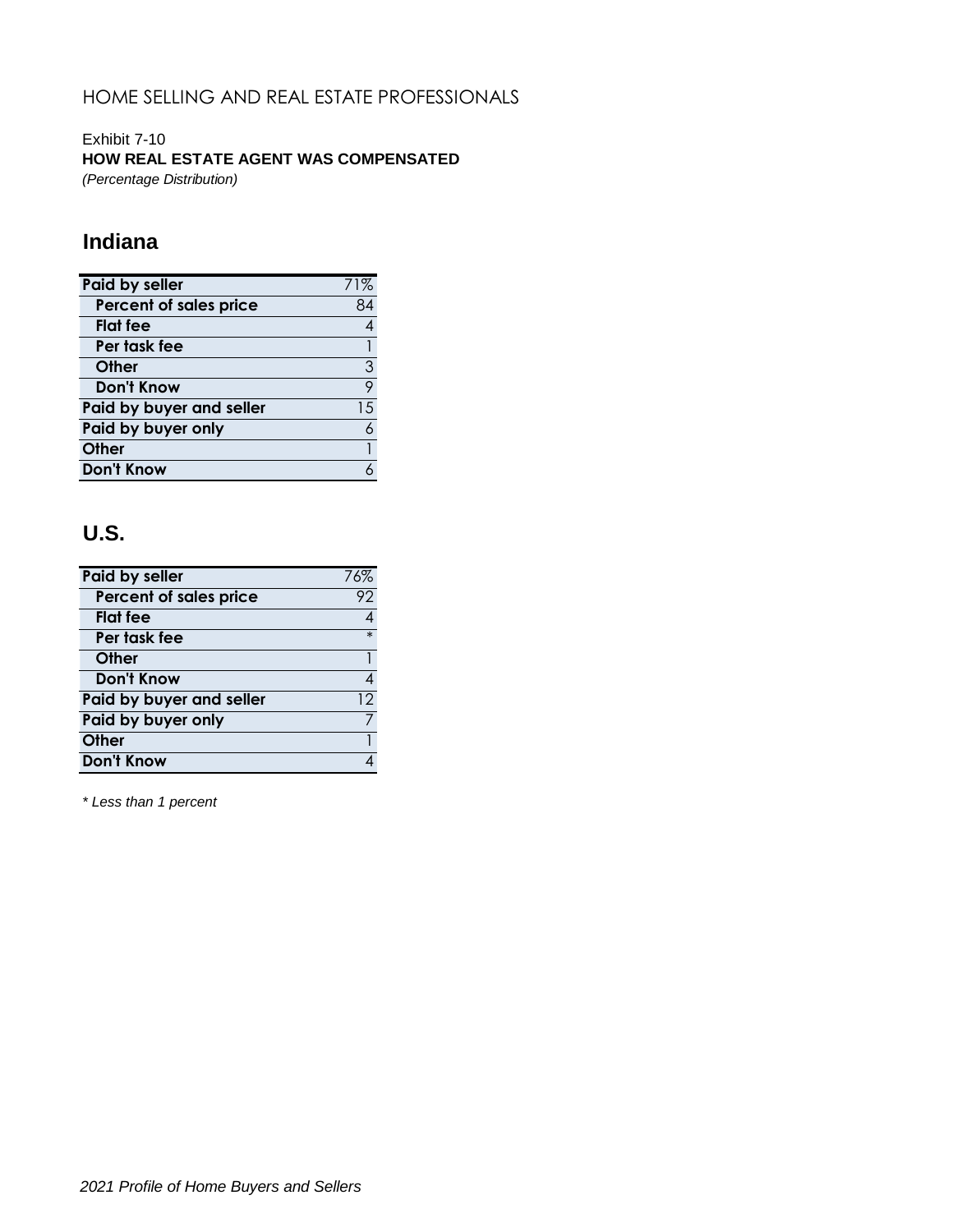HOME SELLING AND REAL ESTATE PROFESSIONALS

Exhibit 7-10

**HOW REAL ESTATE AGENT WAS COMPENSATED**

*(Percentage Distribution)*

## Indiana

| | |
|---|---|
| **Paid by seller** | 71% |
| **Percent of sales price** | 84 |
| **Flat fee** | 4 |
| **Per task fee** | 1 |
| **Other** | 3 |
| **Don't Know** | 9 |
| **Paid by buyer and seller** | 15 |
| **Paid by buyer only** | 6 |
| **Other** | 1 |
| **Don't Know** | 6 |

## U.S.

| | |
|---|---|
| **Paid by seller** | 76% |
| **Percent of sales price** | 92 |
| **Flat fee** | 4 |
| **Per task fee** | * |
| **Other** | 1 |
| **Don't Know** | 4 |
| **Paid by buyer and seller** | 12 |
| **Paid by buyer only** | 7 |
| **Other** | 1 |
| **Don't Know** | 4 |

*\* Less than 1 percent*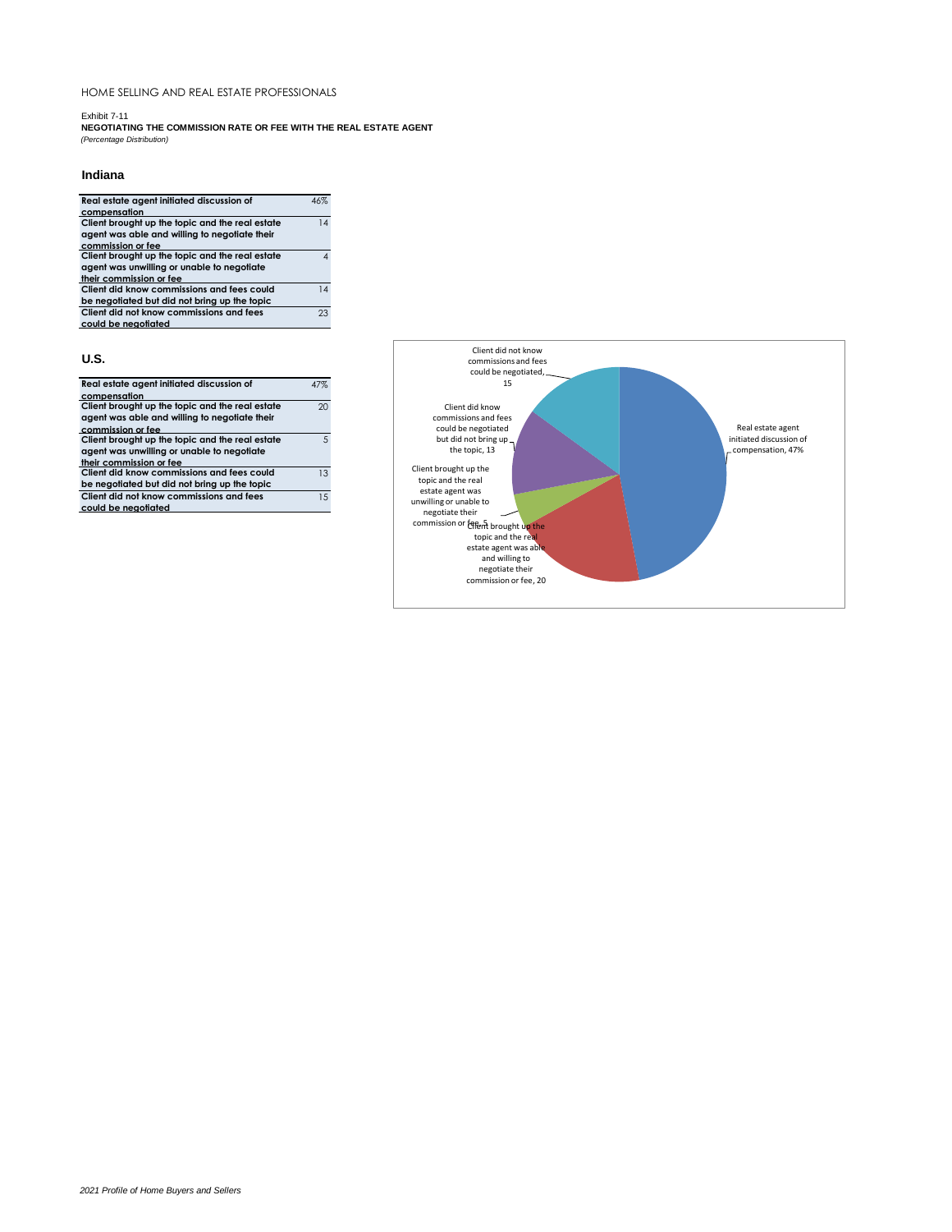HOME SELLING AND REAL ESTATE PROFESSIONALS

Exhibit 7-11

**NEGOTIATING THE COMMISSION RATE OR FEE WITH THE REAL ESTATE AGENT**

*(Percentage Distribution)*

### Indiana

| | |
|---|---|
| Real estate agent initiated discussion of compensation | 46% |
| Client brought up the topic and the real estate agent was able and willing to negotiate their commission or fee | 14 |
| Client brought up the topic and the real estate agent was unwilling or unable to negotiate their commission or fee | 4 |
| Client did know commissions and fees could be negotiated but did not bring up the topic | 14 |
| Client did not know commissions and fees could be negotiated | 23 |

### U.S.

| | |
|---|---|
| Real estate agent initiated discussion of compensation | 47% |
| Client brought up the topic and the real estate agent was able and willing to negotiate their commission or fee | 20 |
| Client brought up the topic and the real estate agent was unwilling or unable to negotiate their commission or fee | 5 |
| Client did know commissions and fees could be negotiated but did not bring up the topic | 13 |
| Client did not know commissions and fees could be negotiated | 15 |

Real estate agent initiated discussion of compensation, 47%

Client brought up the topic and the real estate agent was able and willing to negotiate their commission or fee, 20

Client brought up the topic and the real estate agent was unwilling or unable to negotiate their commission or fee, 5

Client did know commissions and fees could be negotiated but did not bring up the topic, 13

Client did not know commissions and fees could be negotiated, 15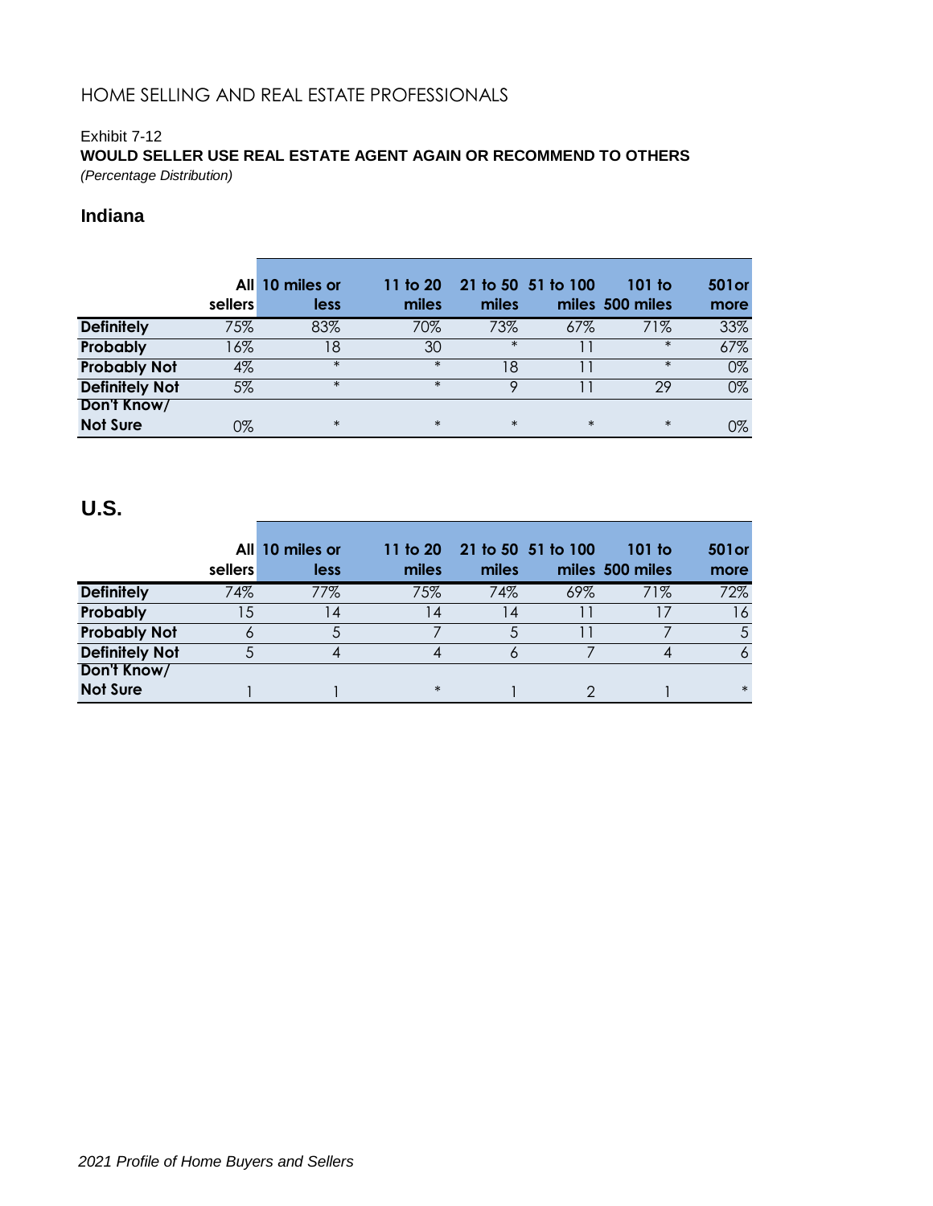HOME SELLING AND REAL ESTATE PROFESSIONALS

Exhibit 7-12

**WOULD SELLER USE REAL ESTATE AGENT AGAIN OR RECOMMEND TO OTHERS**

*(Percentage Distribution)*

## Indiana

| | All sellers | 10 miles or less | 11 to 20 miles | 21 to 50 miles | 51 to 100 miles | 101 to 500 miles | 501or more |
|---|---|---|---|---|---|---|---|
| **Definitely** | 75% | 83% | 70% | 73% | 67% | 71% | 33% |
| **Probably** | 16% | 18 | 30 | * | 11 | * | 67% |
| **Probably Not** | 4% | * | * | 18 | 11 | * | 0% |
| **Definitely Not** | 5% | * | * | 9 | 11 | 29 | 0% |
| **Don't Know/ Not Sure** | 0% | * | * | * | * | * | 0% |

## U.S.

| | All sellers | 10 miles or less | 11 to 20 miles | 21 to 50 miles | 51 to 100 miles | 101 to 500 miles | 501or more |
|---|---|---|---|---|---|---|---|
| **Definitely** | 74% | 77% | 75% | 74% | 69% | 71% | 72% |
| **Probably** | 15 | 14 | 14 | 14 | 11 | 17 | 16 |
| **Probably Not** | 6 | 5 | 7 | 5 | 11 | 7 | 5 |
| **Definitely Not** | 5 | 4 | 4 | 6 | 7 | 4 | 6 |
| **Don't Know/ Not Sure** | 1 | 1 | * | 1 | 2 | 1 | * |

*2021 Profile of Home Buyers and Sellers*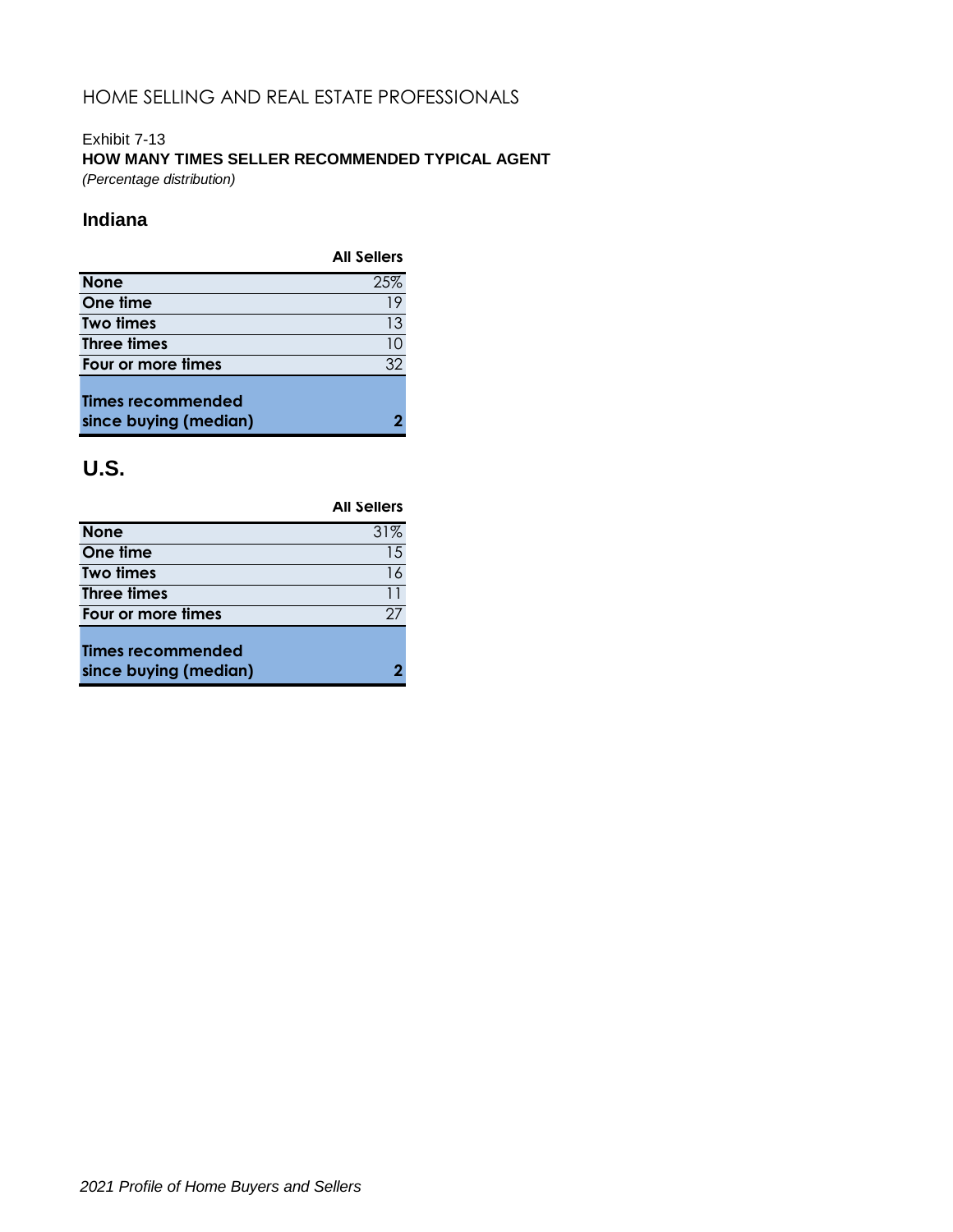# HOME SELLING AND REAL ESTATE PROFESSIONALS

Exhibit 7-13

**HOW MANY TIMES SELLER RECOMMENDED TYPICAL AGENT**

*(Percentage distribution)*

## Indiana

| | All Sellers |
|---|---|
| None | 25% |
| One time | 19 |
| Two times | 13 |
| Three times | 10 |
| Four or more times | 32 |
| Times recommended since buying (median) | 2 |

## U.S.

| | All Sellers |
|---|---|
| None | 31% |
| One time | 15 |
| Two times | 16 |
| Three times | 11 |
| Four or more times | 27 |
| Times recommended since buying (median) | 2 |

*2021 Profile of Home Buyers and Sellers*